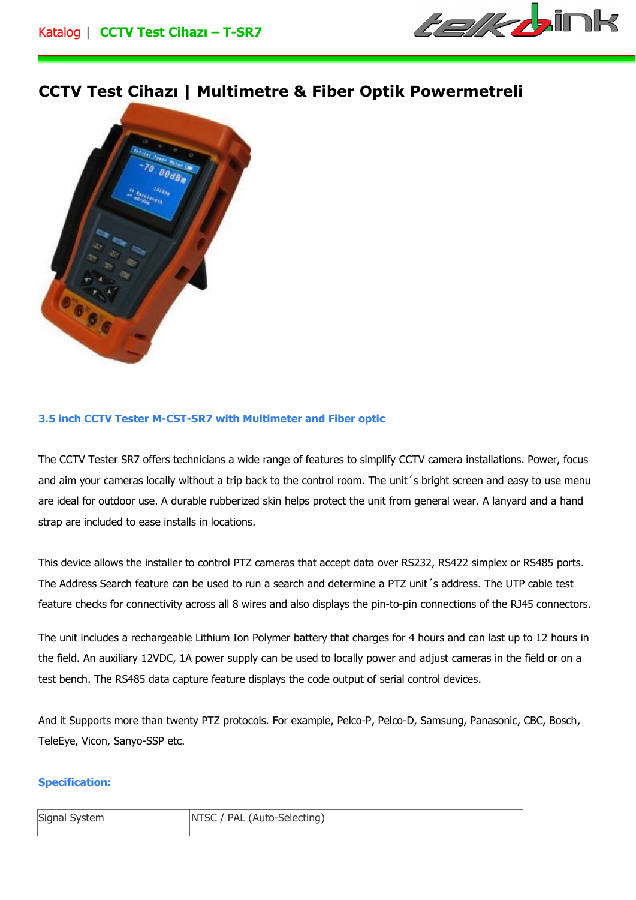# CCTV Test Cihazı | Multimetre & Fiber Optik Powermetreli

### 3.5 inch CCTV Tester M-CST-SR7 with Multimeter and Fiber optic

The CCTV Tester SR7 offers technicians a wide range of features to simplify CCTV camera installations. Power, focus and aim your cameras locally without a trip back to the control room. The unit´s bright screen and easy to use menu are ideal for outdoor use. A durable rubberized skin helps protect the unit from general wear. A lanyard and a hand strap are included to ease installs in locations.

This device allows the installer to control PTZ cameras that accept data over RS232, RS422 simplex or RS485 ports. The Address Search feature can be used to run a search and determine a PTZ unit´s address. The UTP cable test feature checks for connectivity across all 8 wires and also displays the pin-to-pin connections of the RJ45 connectors.

The unit includes a rechargeable Lithium Ion Polymer battery that charges for 4 hours and can last up to 12 hours in the field. An auxiliary 12VDC, 1A power supply can be used to locally power and adjust cameras in the field or on a test bench. The RS485 data capture feature displays the code output of serial control devices.

And it Supports more than twenty PTZ protocols. For example, Pelco-P, Pelco-D, Samsung, Panasonic, CBC, Bosch, TeleEye, Vicon, Sanyo-SSP etc.

### Specification:

| | |
|---|---|
| Signal System | NTSC / PAL (Auto-Selecting) |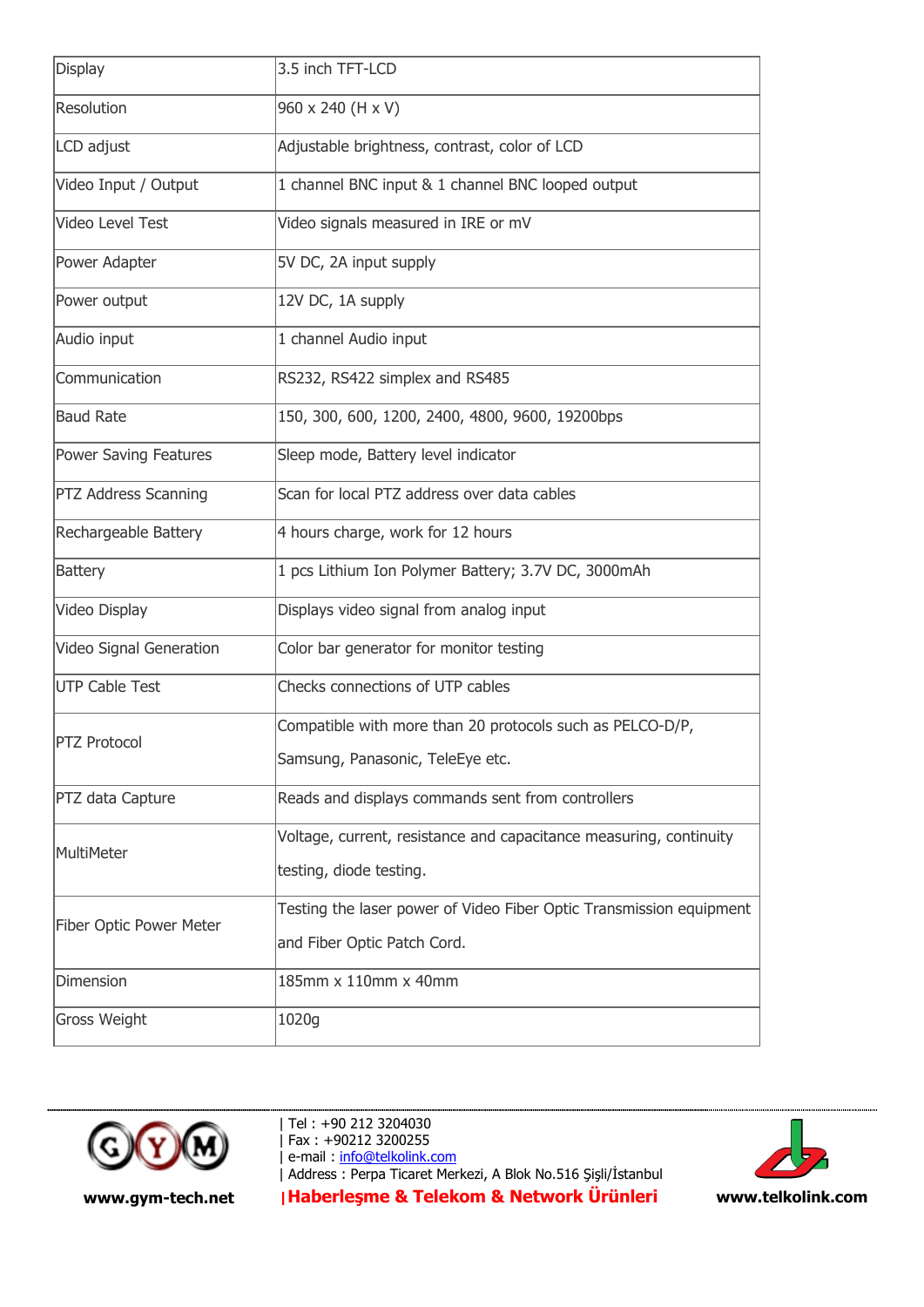| | |
|---|---|
| Display | 3.5 inch TFT-LCD |
| Resolution | 960 x 240 (H x V) |
| LCD adjust | Adjustable brightness, contrast, color of LCD |
| Video Input / Output | 1 channel BNC input & 1 channel BNC looped output |
| Video Level Test | Video signals measured in IRE or mV |
| Power Adapter | 5V DC, 2A input supply |
| Power output | 12V DC, 1A supply |
| Audio input | 1 channel Audio input |
| Communication | RS232, RS422 simplex and RS485 |
| Baud Rate | 150, 300, 600, 1200, 2400, 4800, 9600, 19200bps |
| Power Saving Features | Sleep mode, Battery level indicator |
| PTZ Address Scanning | Scan for local PTZ address over data cables |
| Rechargeable Battery | 4 hours charge, work for 12 hours |
| Battery | 1 pcs Lithium Ion Polymer Battery; 3.7V DC, 3000mAh |
| Video Display | Displays video signal from analog input |
| Video Signal Generation | Color bar generator for monitor testing |
| UTP Cable Test | Checks connections of UTP cables |
| PTZ Protocol | Compatible with more than 20 protocols such as PELCO-D/P, Samsung, Panasonic, TeleEye etc. |
| PTZ data Capture | Reads and displays commands sent from controllers |
| MultiMeter | Voltage, current, resistance and capacitance measuring, continuity testing, diode testing. |
| Fiber Optic Power Meter | Testing the laser power of Video Fiber Optic Transmission equipment and Fiber Optic Patch Cord. |
| Dimension | 185mm x 110mm x 40mm |
| Gross Weight | 1020g |